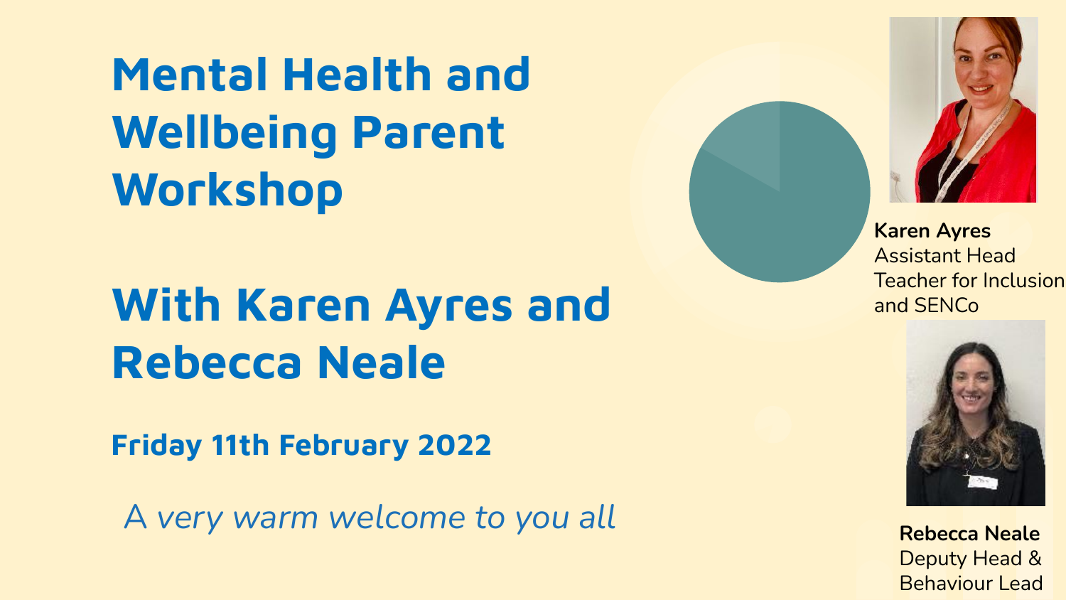# Mental Health and Wellbeing Parent Workshop

# With Karen Ayres and Rebecca Neale

**Friday 11th February 2022**

*A very warm welcome to you all*

**Karen Ayres**
Assistant Head Teacher for Inclusion and SENCo

**Rebecca Neale**
Deputy Head & Behaviour Lead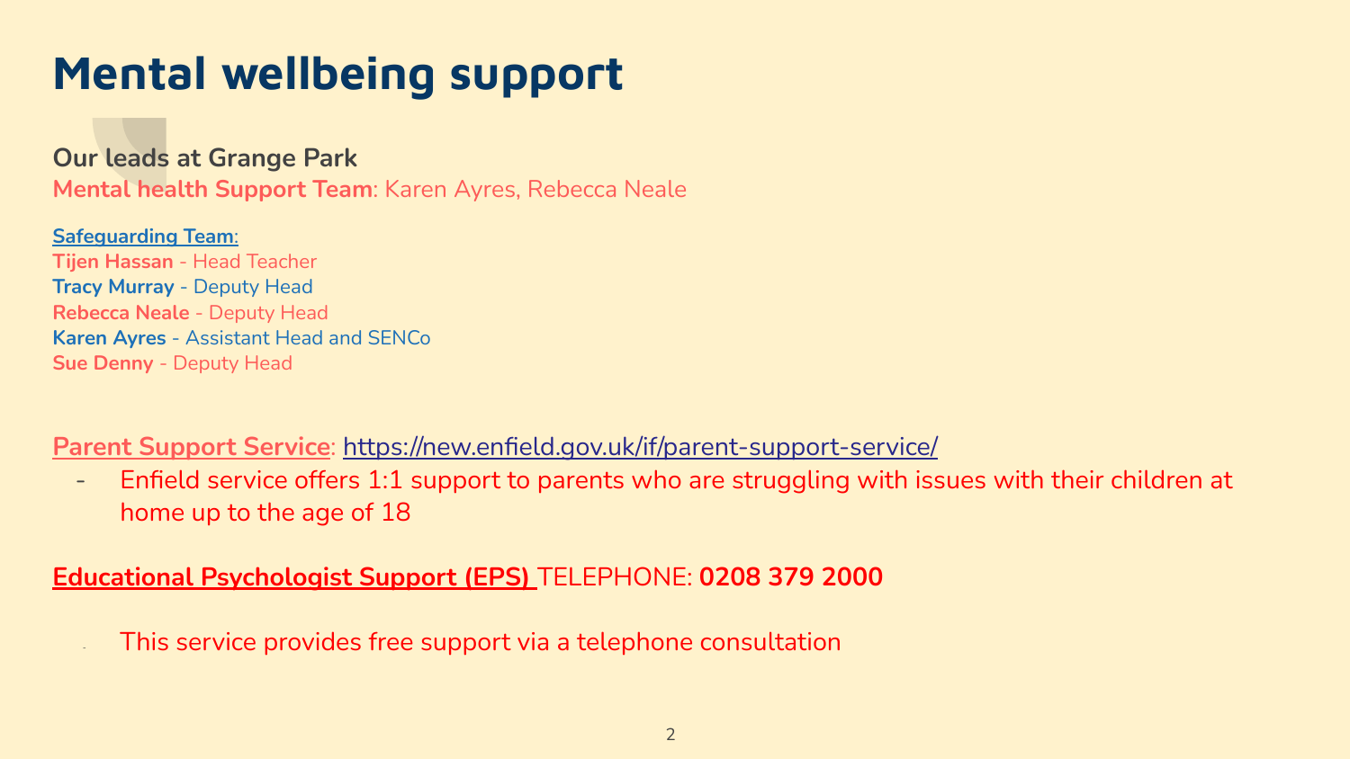# Mental wellbeing support

**Our leads at Grange Park**

**Mental health Support Team**: Karen Ayres, Rebecca Neale

**Safeguarding Team**:

**Tijen Hassan** - Head Teacher
**Tracy Murray** - Deputy Head
**Rebecca Neale** - Deputy Head
**Karen Ayres** - Assistant Head and SENCo
**Sue Denny** - Deputy Head

**Parent Support Service**: https://new.enfield.gov.uk/if/parent-support-service/

- Enfield service offers 1:1 support to parents who are struggling with issues with their children at home up to the age of 18

**Educational Psychologist Support (EPS)** TELEPHONE: **0208 379 2000**

- This service provides free support via a telephone consultation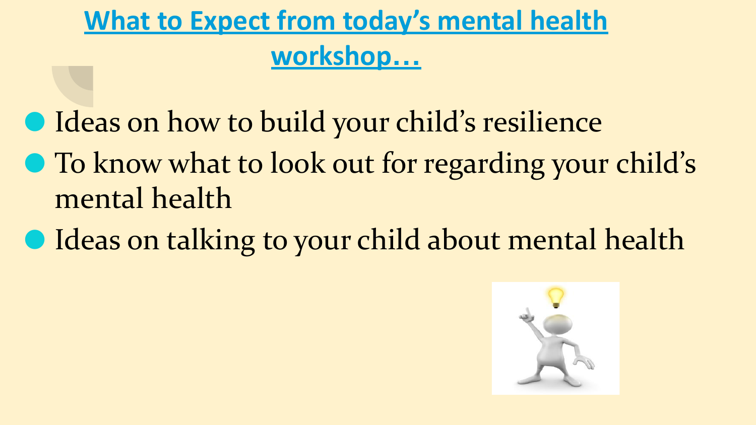# What to Expect from today's mental health workshop…

- Ideas on how to build your child's resilience
- To know what to look out for regarding your child's mental health
- Ideas on talking to your child about mental health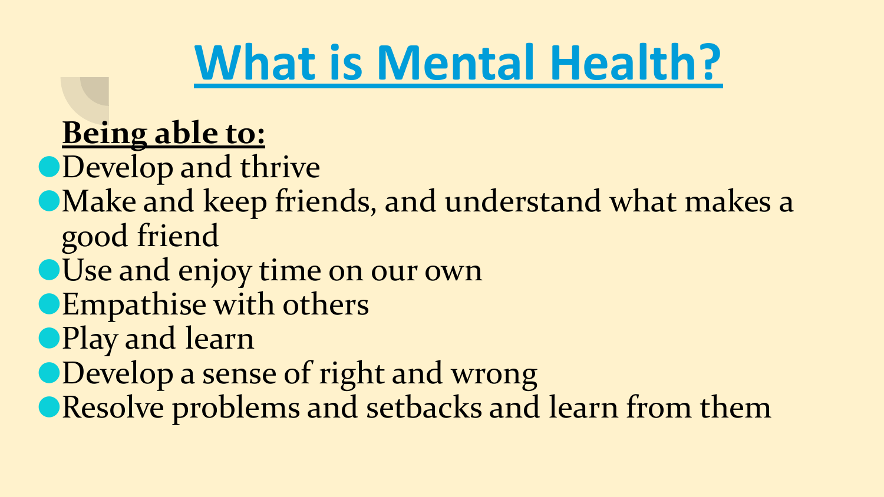# What is Mental Health?

**Being able to:**

- Develop and thrive
- Make and keep friends, and understand what makes a good friend
- Use and enjoy time on our own
- Empathise with others
- Play and learn
- Develop a sense of right and wrong
- Resolve problems and setbacks and learn from them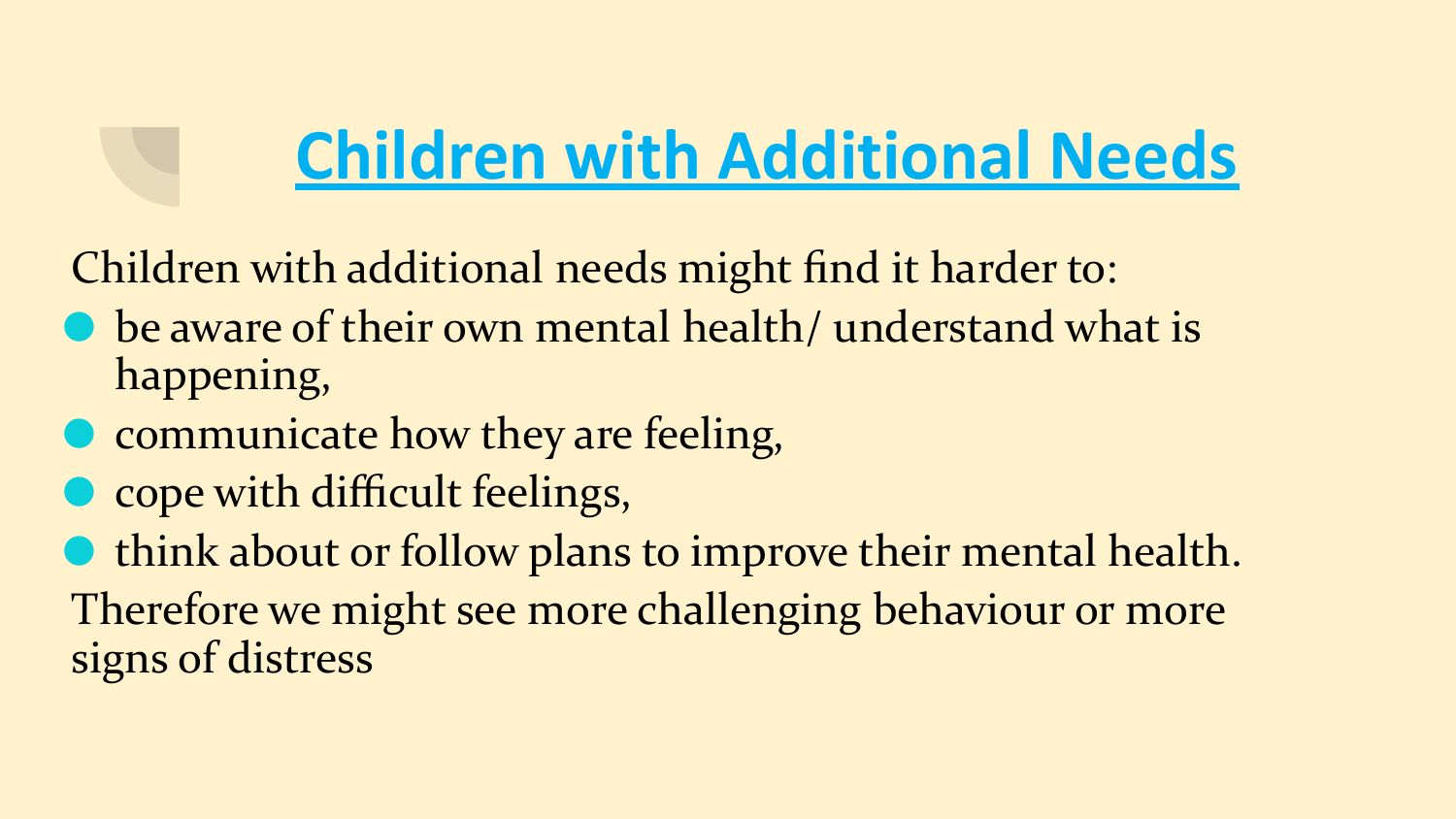# Children with Additional Needs

Children with additional needs might find it harder to:

- be aware of their own mental health/ understand what is happening,
- communicate how they are feeling,
- cope with difficult feelings,
- think about or follow plans to improve their mental health.

Therefore we might see more challenging behaviour or more signs of distress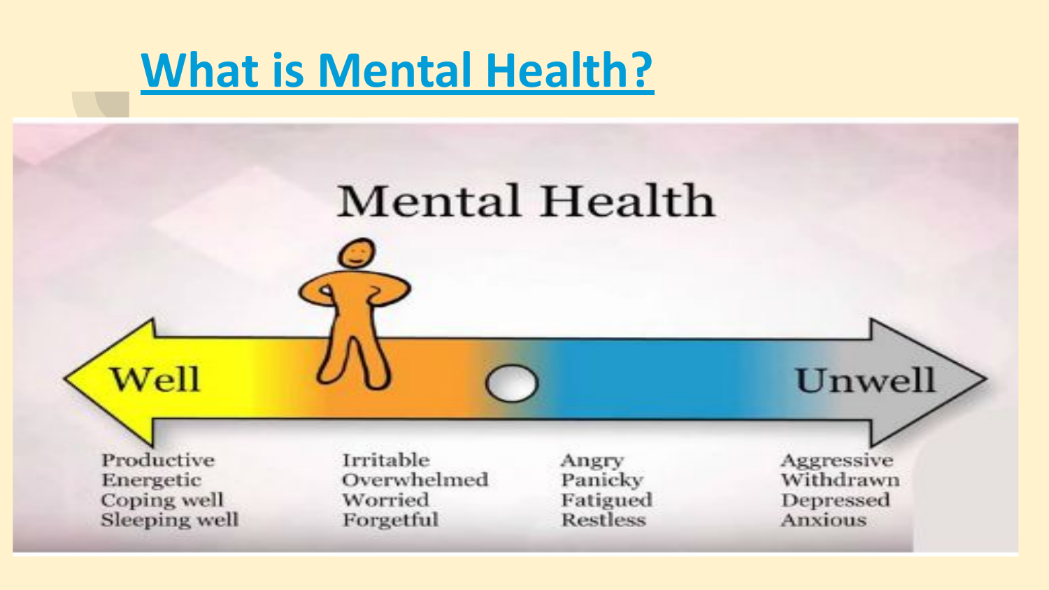# What is Mental Health?

## Mental Health

**Well** ← → **Unwell**

| | | | |
|---|---|---|---|
| Productive | Irritable | Angry | Aggressive |
| Energetic | Overwhelmed | Panicky | Withdrawn |
| Coping well | Worried | Fatigued | Depressed |
| Sleeping well | Forgetful | Restless | Anxious |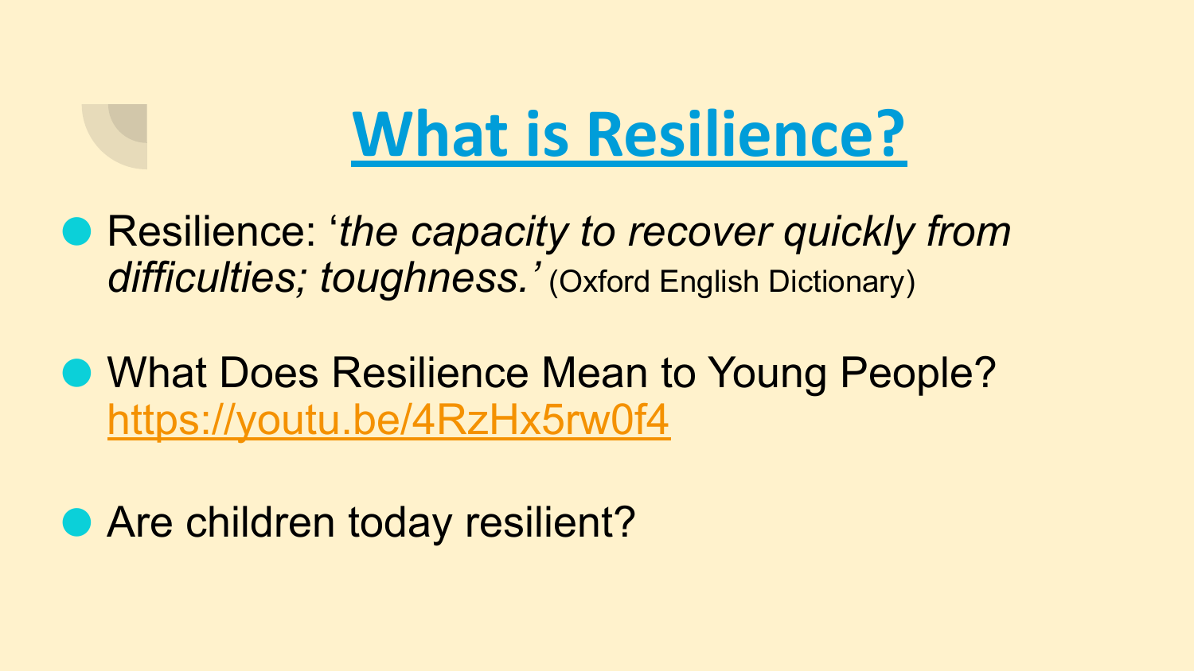# What is Resilience?

- Resilience: '*the capacity to recover quickly from difficulties; toughness.'* (Oxford English Dictionary)

- What Does Resilience Mean to Young People? https://youtu.be/4RzHx5rw0f4

- Are children today resilient?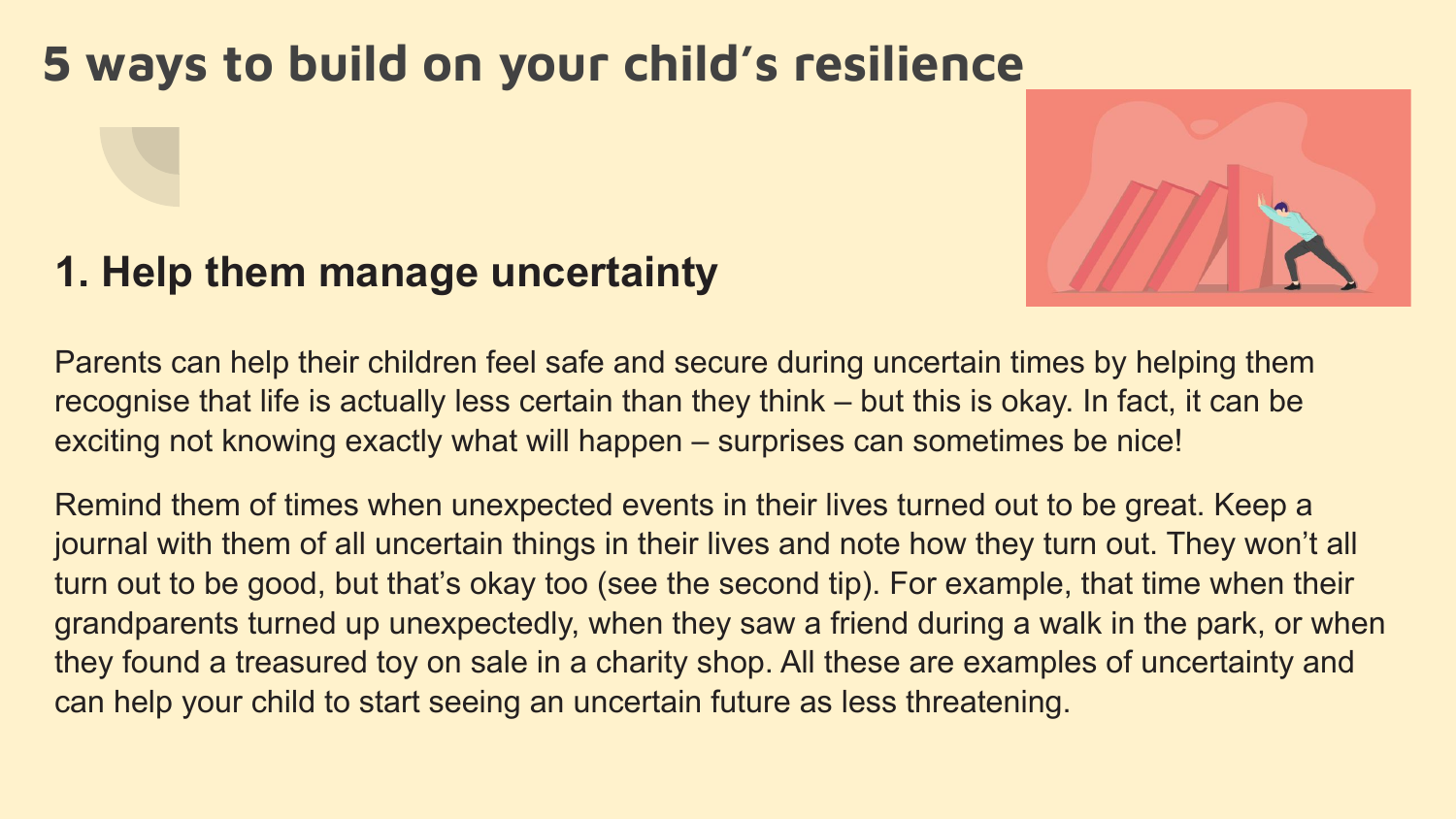# 5 ways to build on your child's resilience

## 1. Help them manage uncertainty

Parents can help their children feel safe and secure during uncertain times by helping them recognise that life is actually less certain than they think – but this is okay. In fact, it can be exciting not knowing exactly what will happen – surprises can sometimes be nice!

Remind them of times when unexpected events in their lives turned out to be great. Keep a journal with them of all uncertain things in their lives and note how they turn out. They won't all turn out to be good, but that's okay too (see the second tip). For example, that time when their grandparents turned up unexpectedly, when they saw a friend during a walk in the park, or when they found a treasured toy on sale in a charity shop. All these are examples of uncertainty and can help your child to start seeing an uncertain future as less threatening.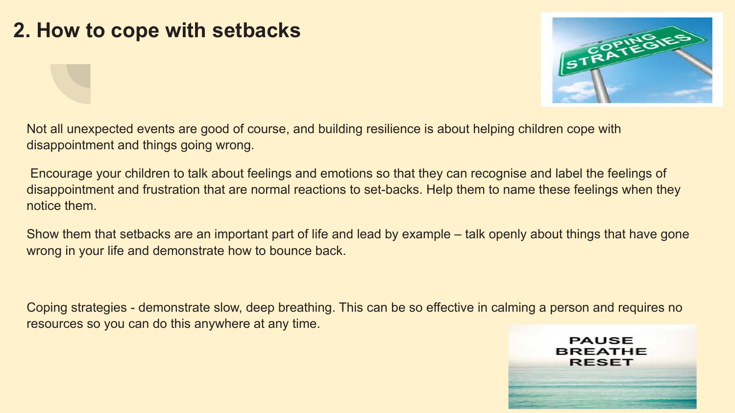## 2. How to cope with setbacks

Not all unexpected events are good of course, and building resilience is about helping children cope with disappointment and things going wrong.

Encourage your children to talk about feelings and emotions so that they can recognise and label the feelings of disappointment and frustration that are normal reactions to set-backs. Help them to name these feelings when they notice them.

Show them that setbacks are an important part of life and lead by example – talk openly about things that have gone wrong in your life and demonstrate how to bounce back.

Coping strategies - demonstrate slow, deep breathing. This can be so effective in calming a person and requires no resources so you can do this anywhere at any time.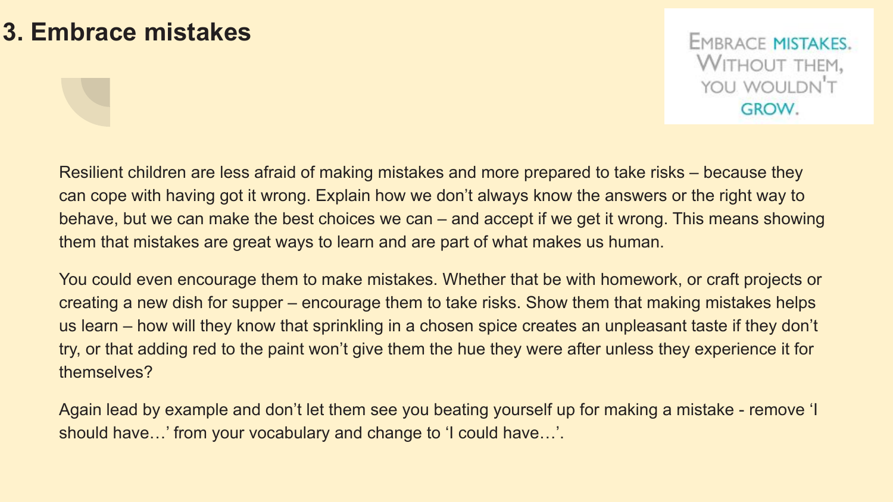## 3. Embrace mistakes

EMBRACE MISTAKES. WITHOUT THEM, YOU WOULDN'T GROW.

Resilient children are less afraid of making mistakes and more prepared to take risks – because they can cope with having got it wrong. Explain how we don't always know the answers or the right way to behave, but we can make the best choices we can – and accept if we get it wrong. This means showing them that mistakes are great ways to learn and are part of what makes us human.

You could even encourage them to make mistakes. Whether that be with homework, or craft projects or creating a new dish for supper – encourage them to take risks. Show them that making mistakes helps us learn – how will they know that sprinkling in a chosen spice creates an unpleasant taste if they don't try, or that adding red to the paint won't give them the hue they were after unless they experience it for themselves?

Again lead by example and don't let them see you beating yourself up for making a mistake - remove 'I should have…' from your vocabulary and change to 'I could have…'.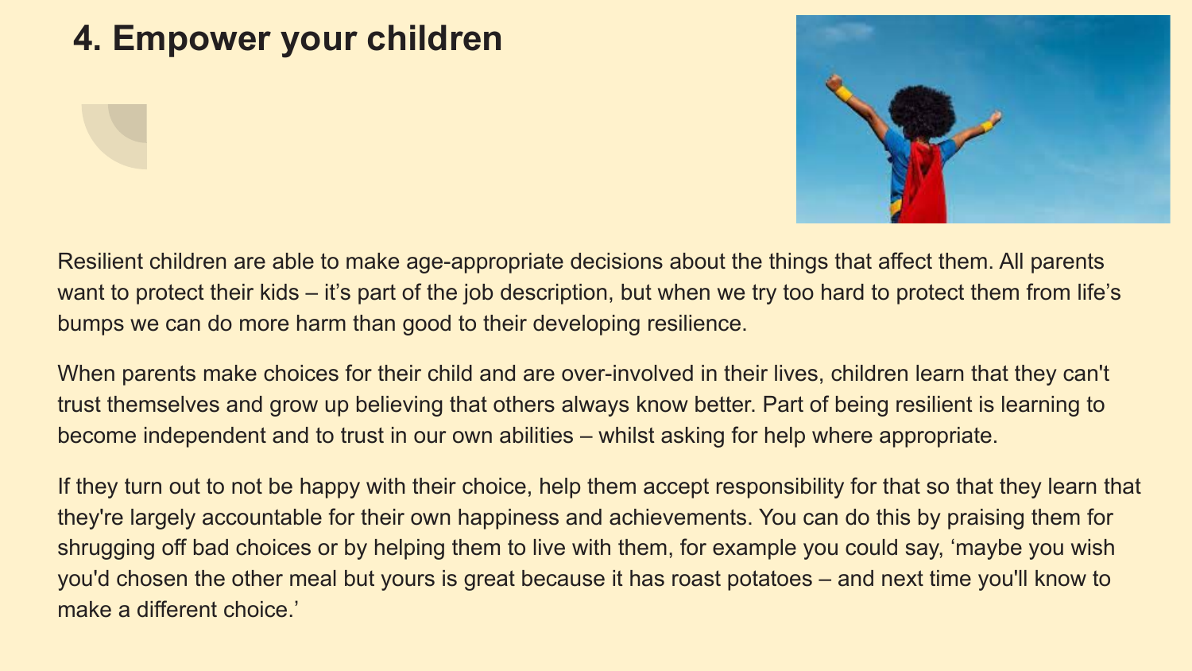# 4. Empower your children

Resilient children are able to make age-appropriate decisions about the things that affect them. All parents want to protect their kids – it's part of the job description, but when we try too hard to protect them from life's bumps we can do more harm than good to their developing resilience.

When parents make choices for their child and are over-involved in their lives, children learn that they can't trust themselves and grow up believing that others always know better. Part of being resilient is learning to become independent and to trust in our own abilities – whilst asking for help where appropriate.

If they turn out to not be happy with their choice, help them accept responsibility for that so that they learn that they're largely accountable for their own happiness and achievements. You can do this by praising them for shrugging off bad choices or by helping them to live with them, for example you could say, 'maybe you wish you'd chosen the other meal but yours is great because it has roast potatoes – and next time you'll know to make a different choice.'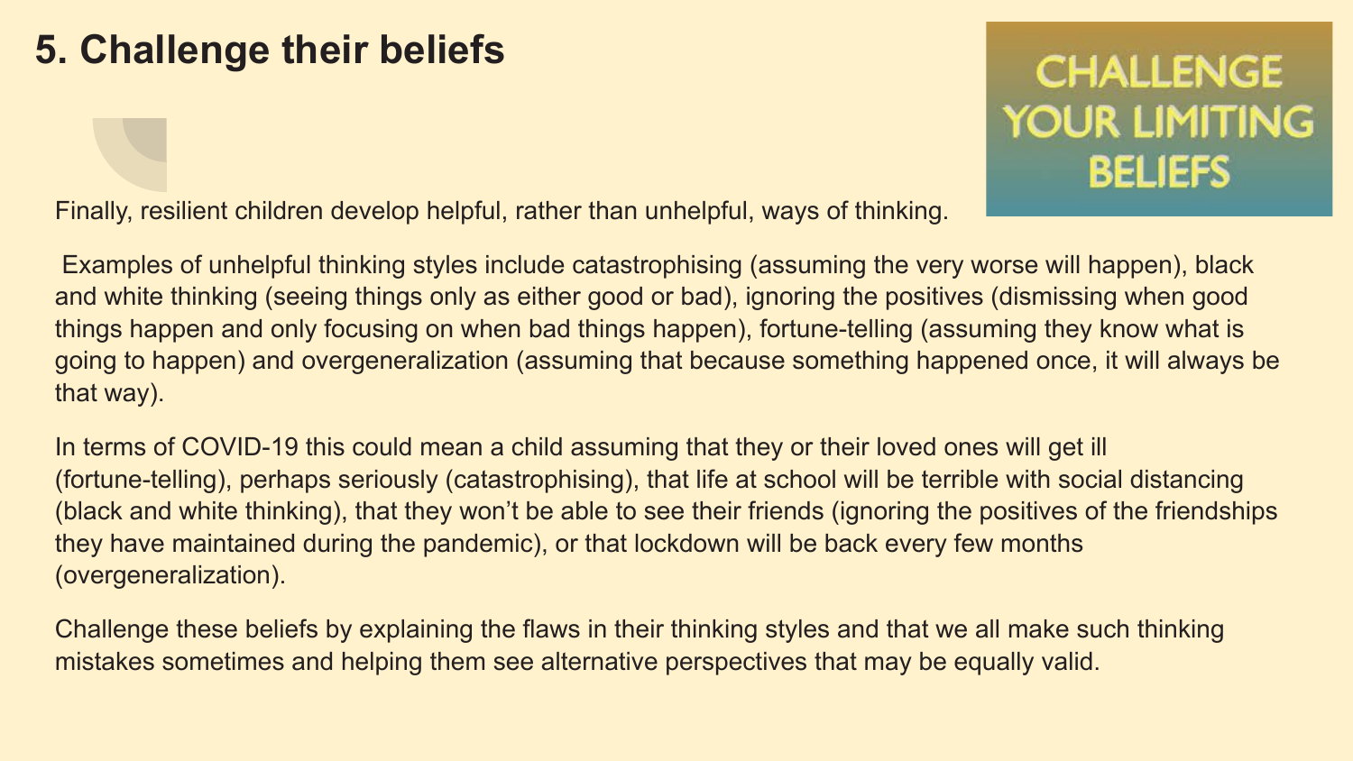# 5. Challenge their beliefs

CHALLENGE YOUR LIMITING BELIEFS

Finally, resilient children develop helpful, rather than unhelpful, ways of thinking.

Examples of unhelpful thinking styles include catastrophising (assuming the very worse will happen), black and white thinking (seeing things only as either good or bad), ignoring the positives (dismissing when good things happen and only focusing on when bad things happen), fortune-telling (assuming they know what is going to happen) and overgeneralization (assuming that because something happened once, it will always be that way).

In terms of COVID-19 this could mean a child assuming that they or their loved ones will get ill (fortune-telling), perhaps seriously (catastrophising), that life at school will be terrible with social distancing (black and white thinking), that they won't be able to see their friends (ignoring the positives of the friendships they have maintained during the pandemic), or that lockdown will be back every few months (overgeneralization).

Challenge these beliefs by explaining the flaws in their thinking styles and that we all make such thinking mistakes sometimes and helping them see alternative perspectives that may be equally valid.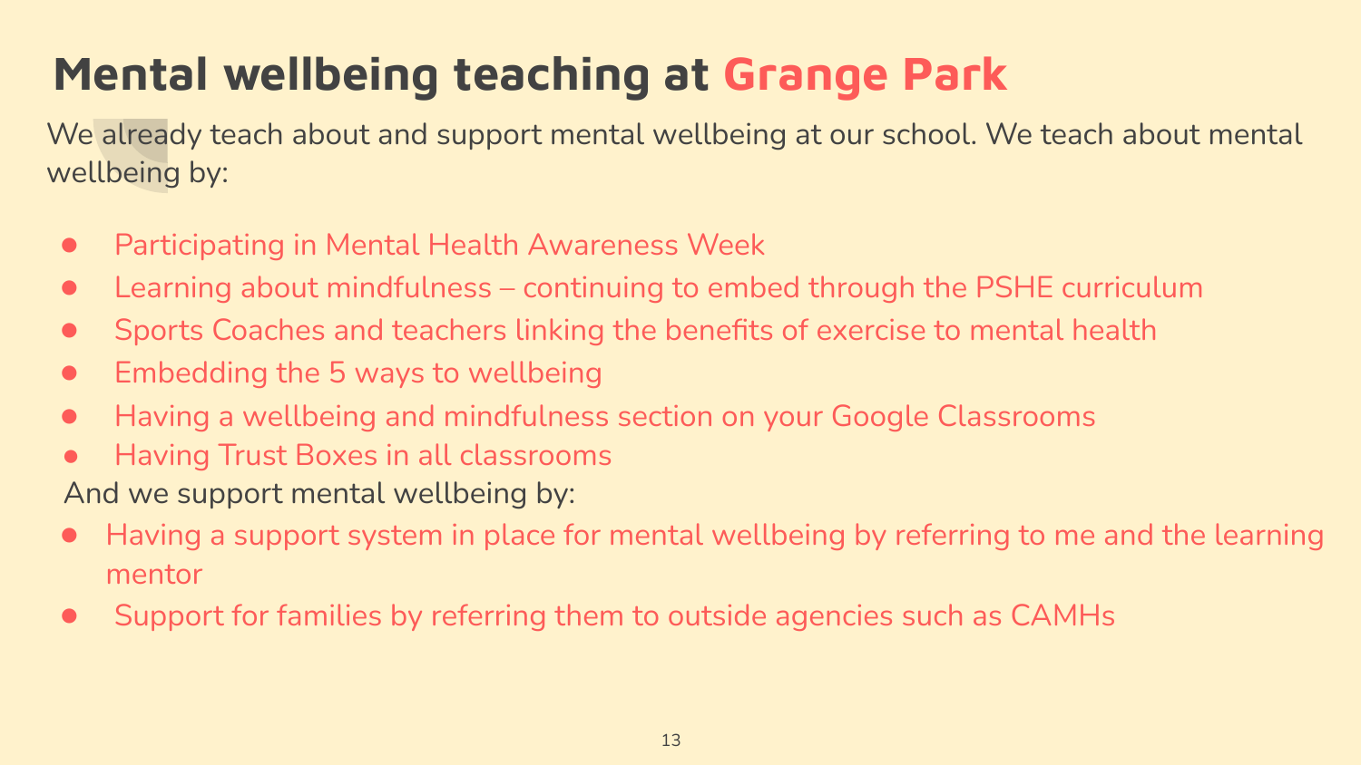# Mental wellbeing teaching at Grange Park

We already teach about and support mental wellbeing at our school. We teach about mental wellbeing by:

- Participating in Mental Health Awareness Week
- Learning about mindfulness – continuing to embed through the PSHE curriculum
- Sports Coaches and teachers linking the benefits of exercise to mental health
- Embedding the 5 ways to wellbeing
- Having a wellbeing and mindfulness section on your Google Classrooms
- Having Trust Boxes in all classrooms

And we support mental wellbeing by:

- Having a support system in place for mental wellbeing by referring to me and the learning mentor
- Support for families by referring them to outside agencies such as CAMHs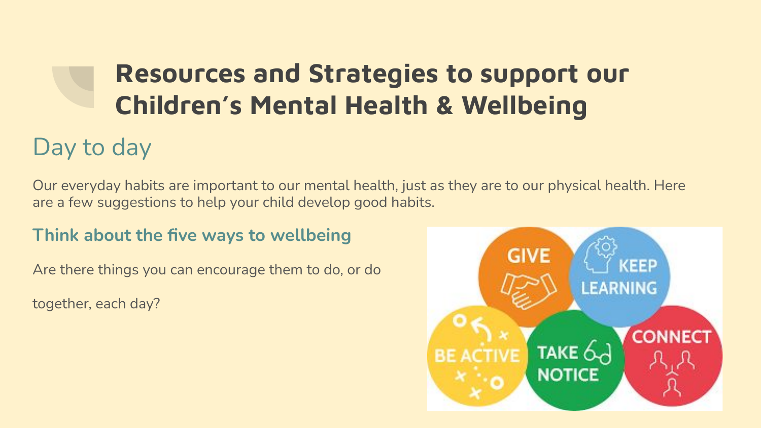# Resources and Strategies to support our Children's Mental Health & Wellbeing

## Day to day

Our everyday habits are important to our mental health, just as they are to our physical health. Here are a few suggestions to help your child develop good habits.

### Think about the five ways to wellbeing

Are there things you can encourage them to do, or do

together, each day?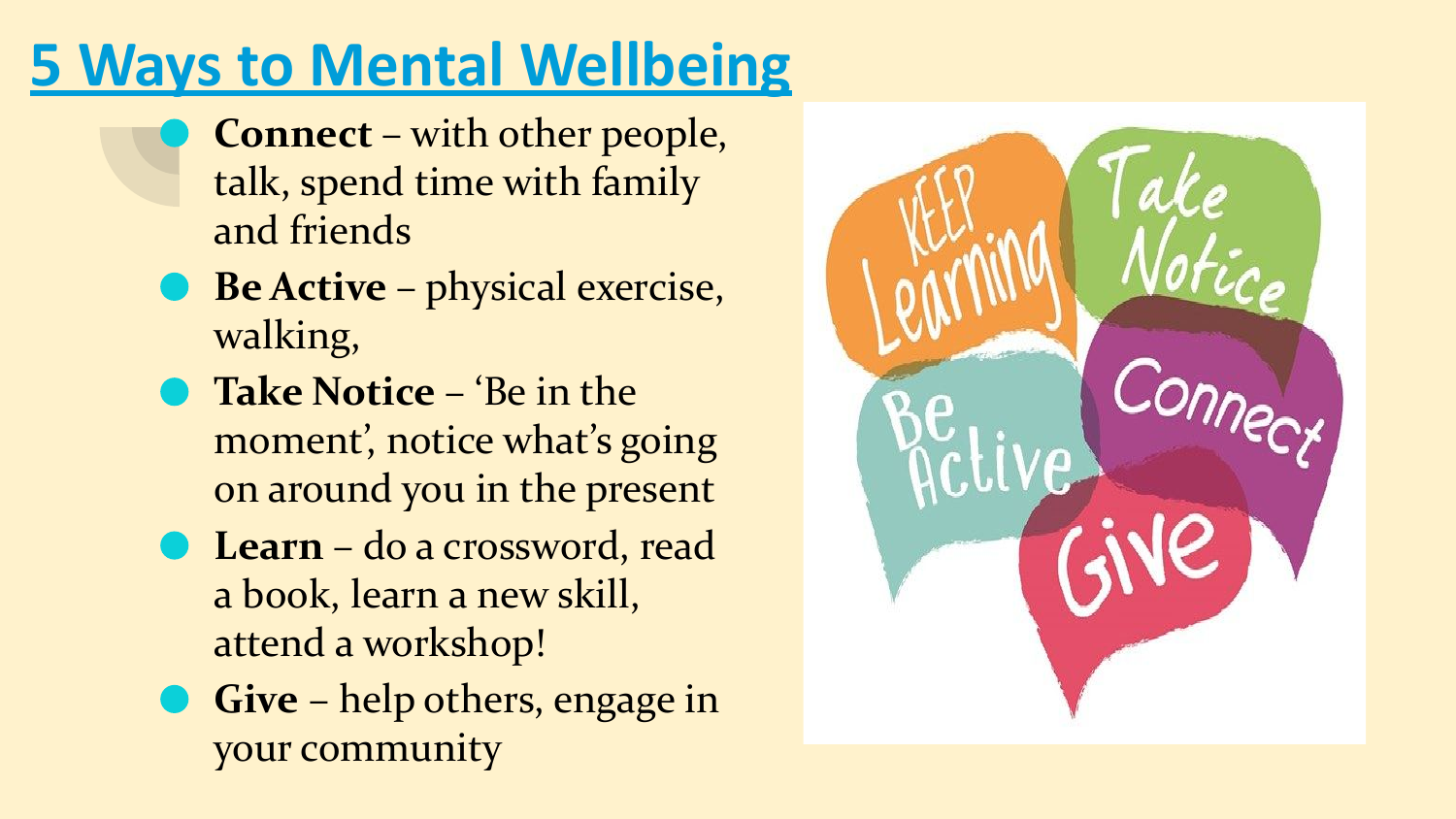# 5 Ways to Mental Wellbeing

- **Connect** – with other people, talk, spend time with family and friends
- **Be Active** – physical exercise, walking,
- **Take Notice** – 'Be in the moment', notice what's going on around you in the present
- **Learn** – do a crossword, read a book, learn a new skill, attend a workshop!
- **Give** – help others, engage in your community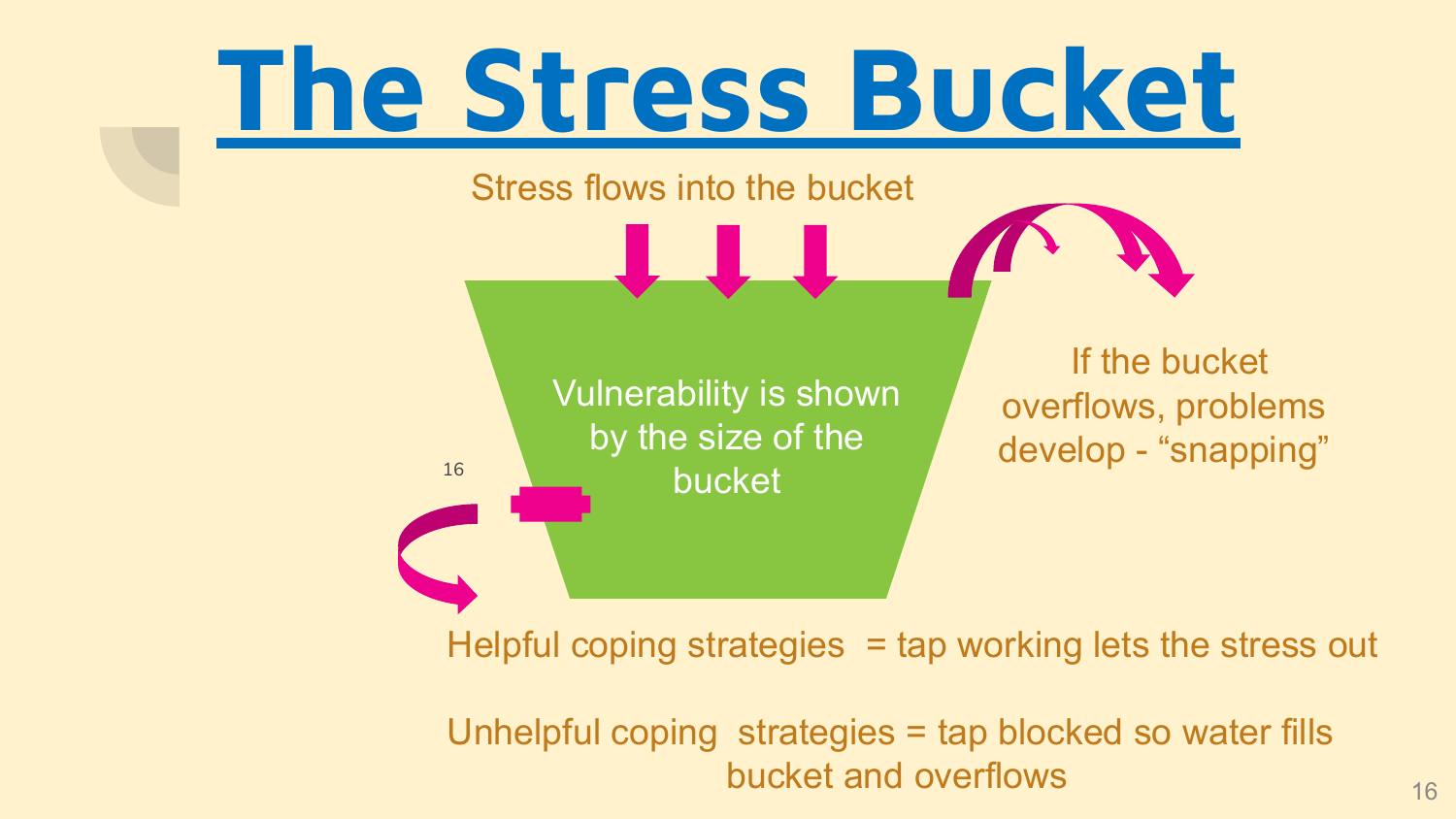# The Stress Bucket

Stress flows into the bucket

Vulnerability is shown by the size of the bucket

If the bucket overflows, problems develop - "snapping"

Helpful coping strategies = tap working lets the stress out

Unhelpful coping strategies = tap blocked so water fills bucket and overflows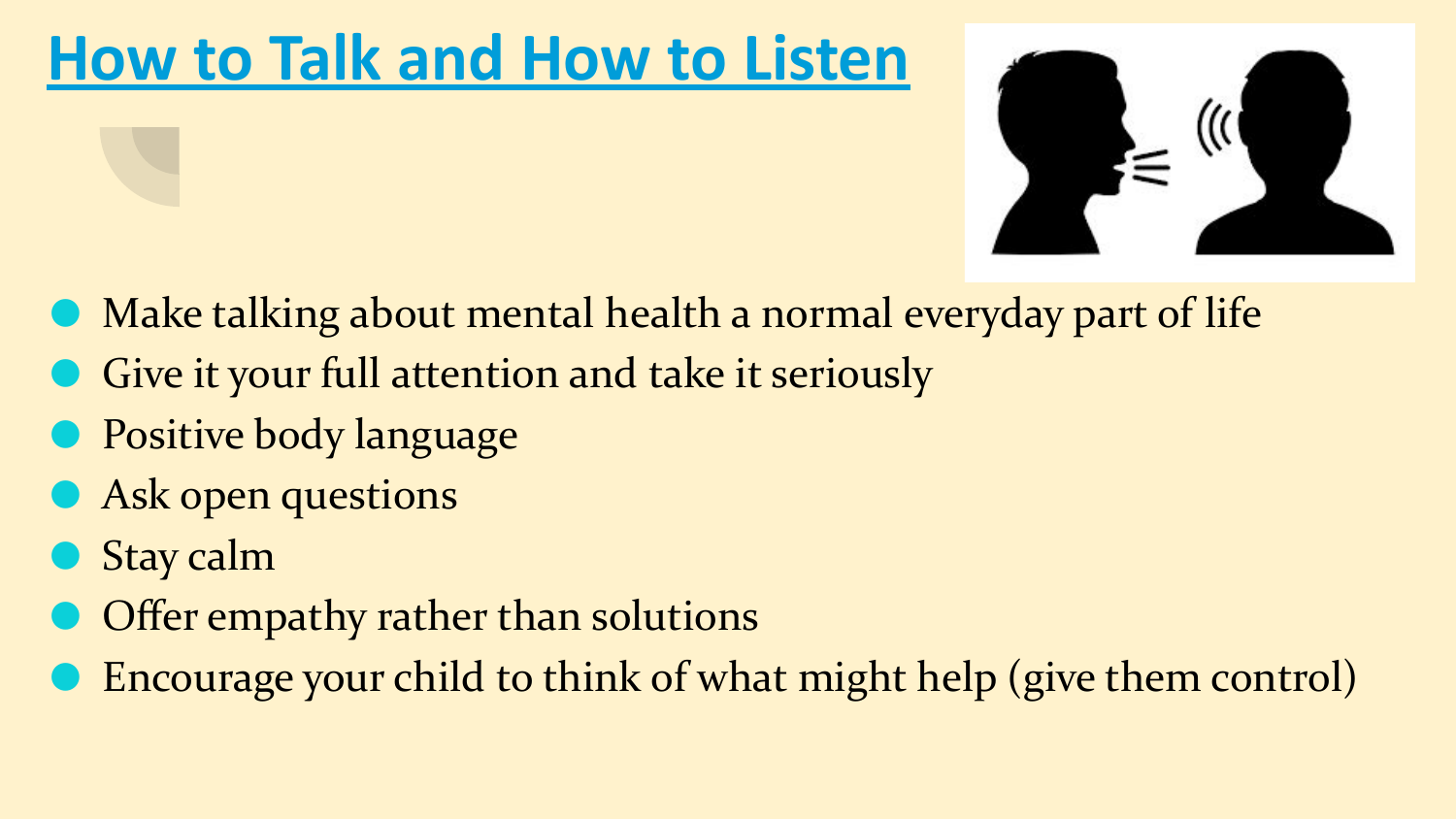# How to Talk and How to Listen

- Make talking about mental health a normal everyday part of life
- Give it your full attention and take it seriously
- Positive body language
- Ask open questions
- Stay calm
- Offer empathy rather than solutions
- Encourage your child to think of what might help (give them control)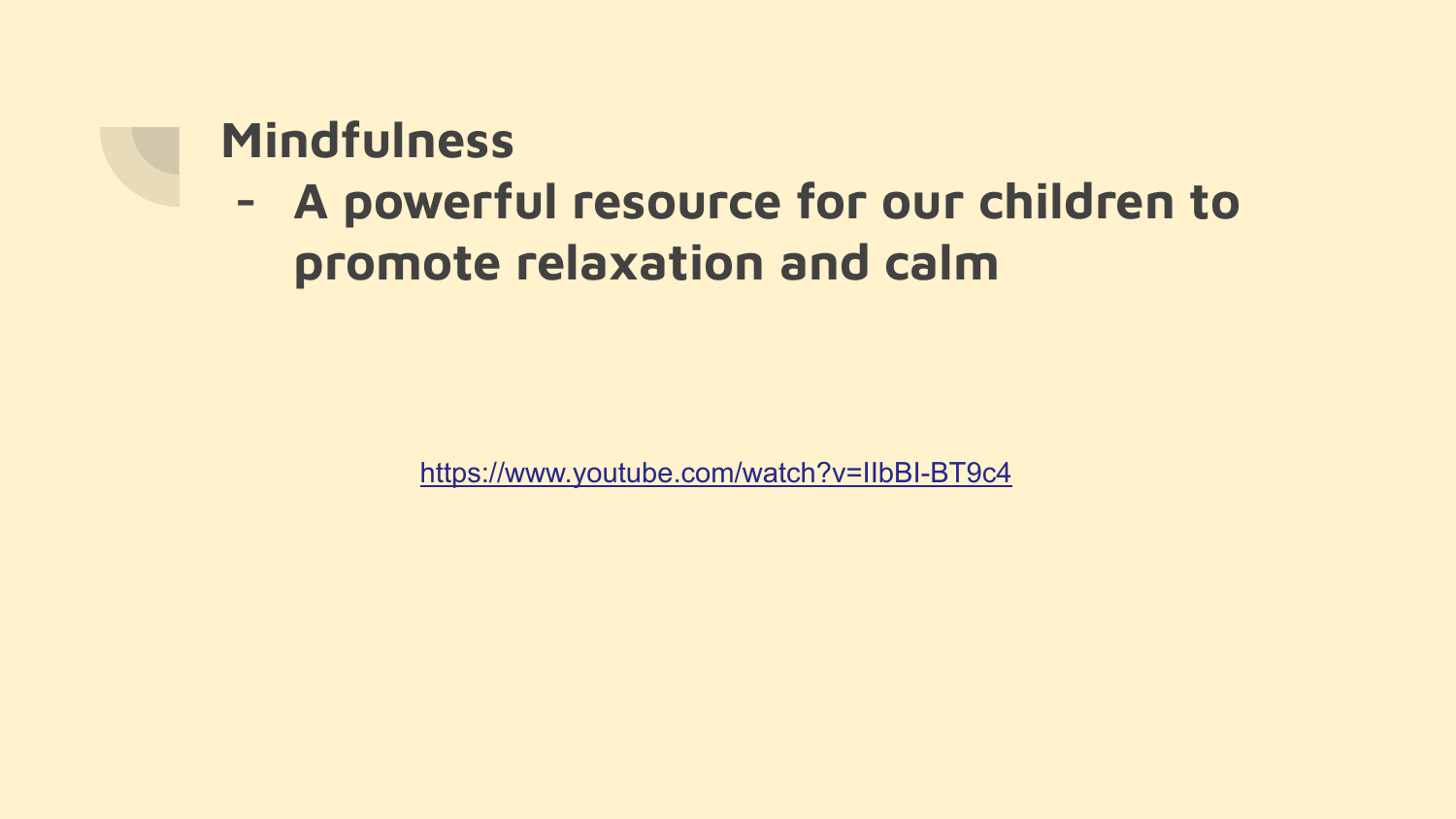# Mindfulness

- A powerful resource for our children to promote relaxation and calm

https://www.youtube.com/watch?v=IIbBI-BT9c4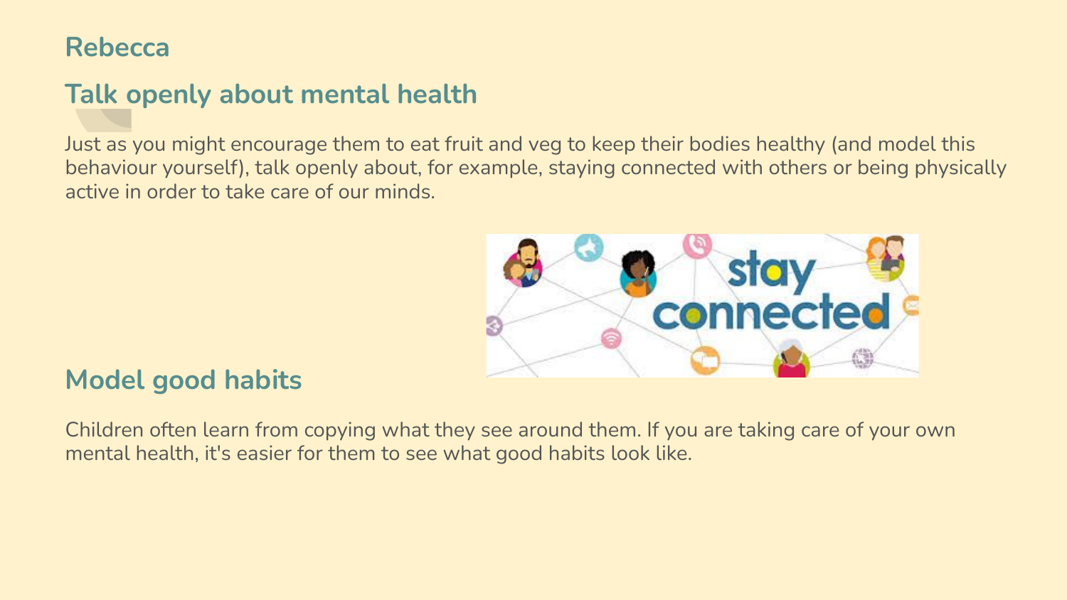## Rebecca

## Talk openly about mental health

Just as you might encourage them to eat fruit and veg to keep their bodies healthy (and model this behaviour yourself), talk openly about, for example, staying connected with others or being physically active in order to take care of our minds.

## Model good habits

Children often learn from copying what they see around them. If you are taking care of your own mental health, it's easier for them to see what good habits look like.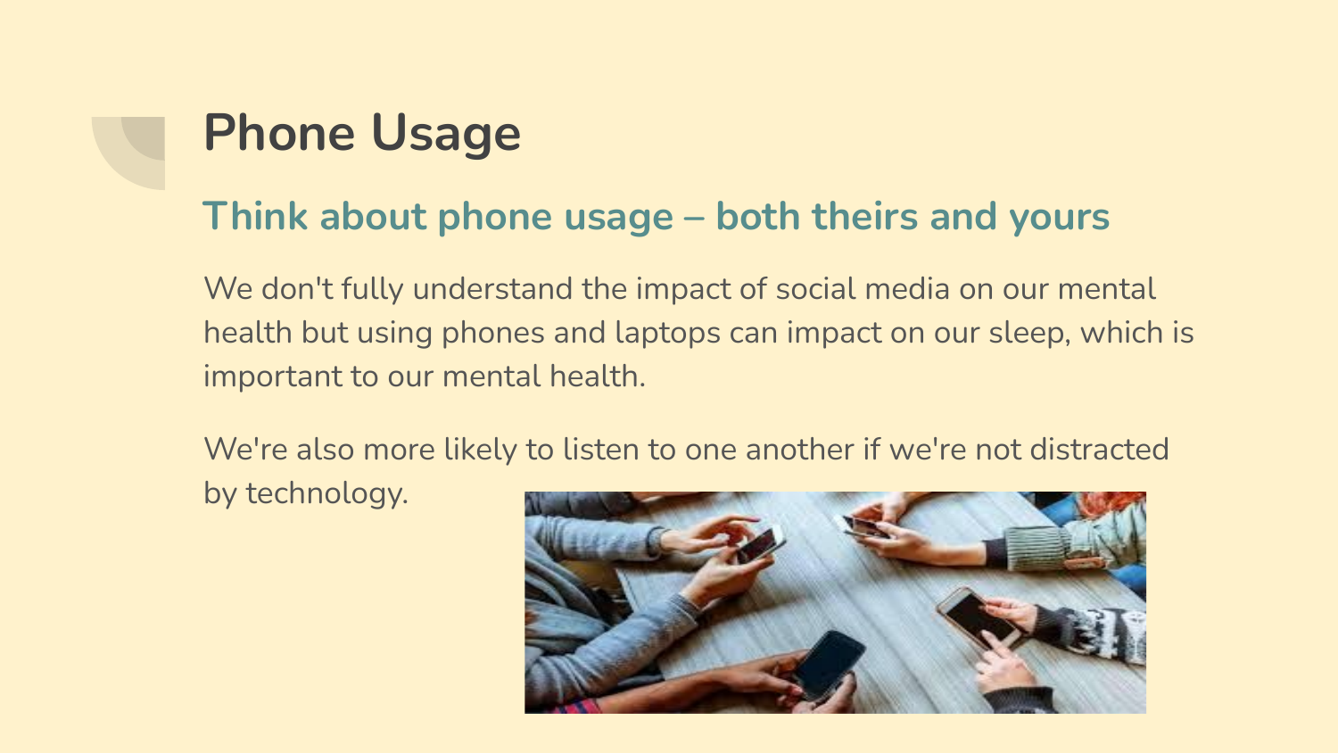# Phone Usage

## Think about phone usage – both theirs and yours

We don't fully understand the impact of social media on our mental health but using phones and laptops can impact on our sleep, which is important to our mental health.

We're also more likely to listen to one another if we're not distracted by technology.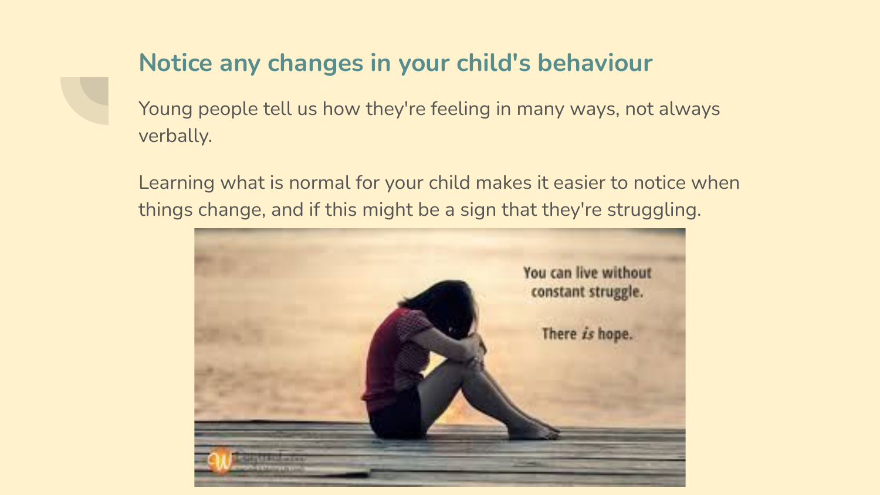## Notice any changes in your child's behaviour

Young people tell us how they're feeling in many ways, not always verbally.

Learning what is normal for your child makes it easier to notice when things change, and if this might be a sign that they're struggling.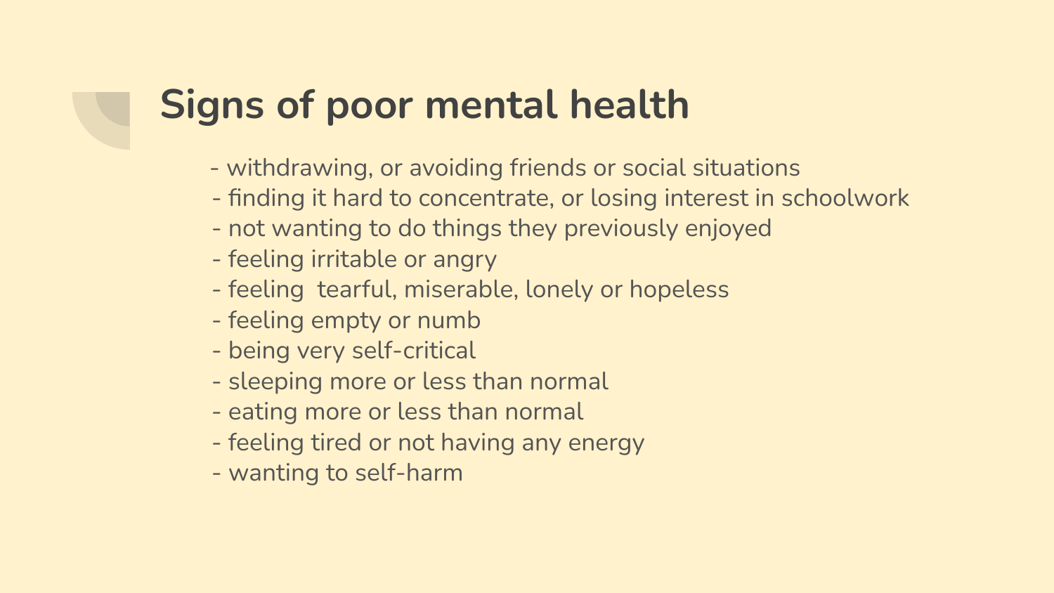# Signs of poor mental health

- withdrawing, or avoiding friends or social situations
- finding it hard to concentrate, or losing interest in schoolwork
- not wanting to do things they previously enjoyed
- feeling irritable or angry
- feeling tearful, miserable, lonely or hopeless
- feeling empty or numb
- being very self-critical
- sleeping more or less than normal
- eating more or less than normal
- feeling tired or not having any energy
- wanting to self-harm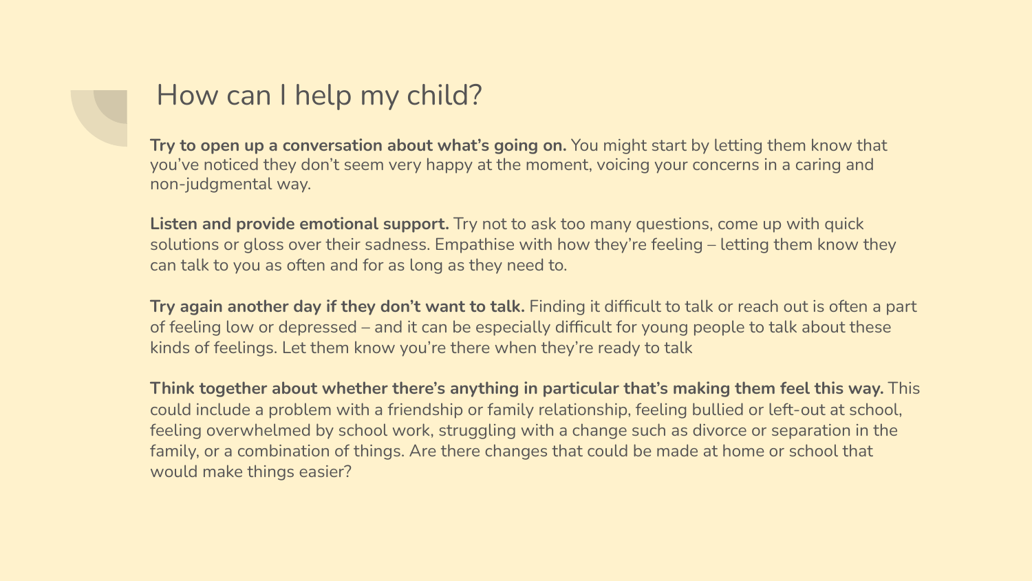# How can I help my child?

**Try to open up a conversation about what's going on.** You might start by letting them know that you've noticed they don't seem very happy at the moment, voicing your concerns in a caring and non-judgmental way.

**Listen and provide emotional support.** Try not to ask too many questions, come up with quick solutions or gloss over their sadness. Empathise with how they're feeling – letting them know they can talk to you as often and for as long as they need to.

**Try again another day if they don't want to talk.** Finding it difficult to talk or reach out is often a part of feeling low or depressed – and it can be especially difficult for young people to talk about these kinds of feelings. Let them know you're there when they're ready to talk

**Think together about whether there's anything in particular that's making them feel this way.** This could include a problem with a friendship or family relationship, feeling bullied or left-out at school, feeling overwhelmed by school work, struggling with a change such as divorce or separation in the family, or a combination of things. Are there changes that could be made at home or school that would make things easier?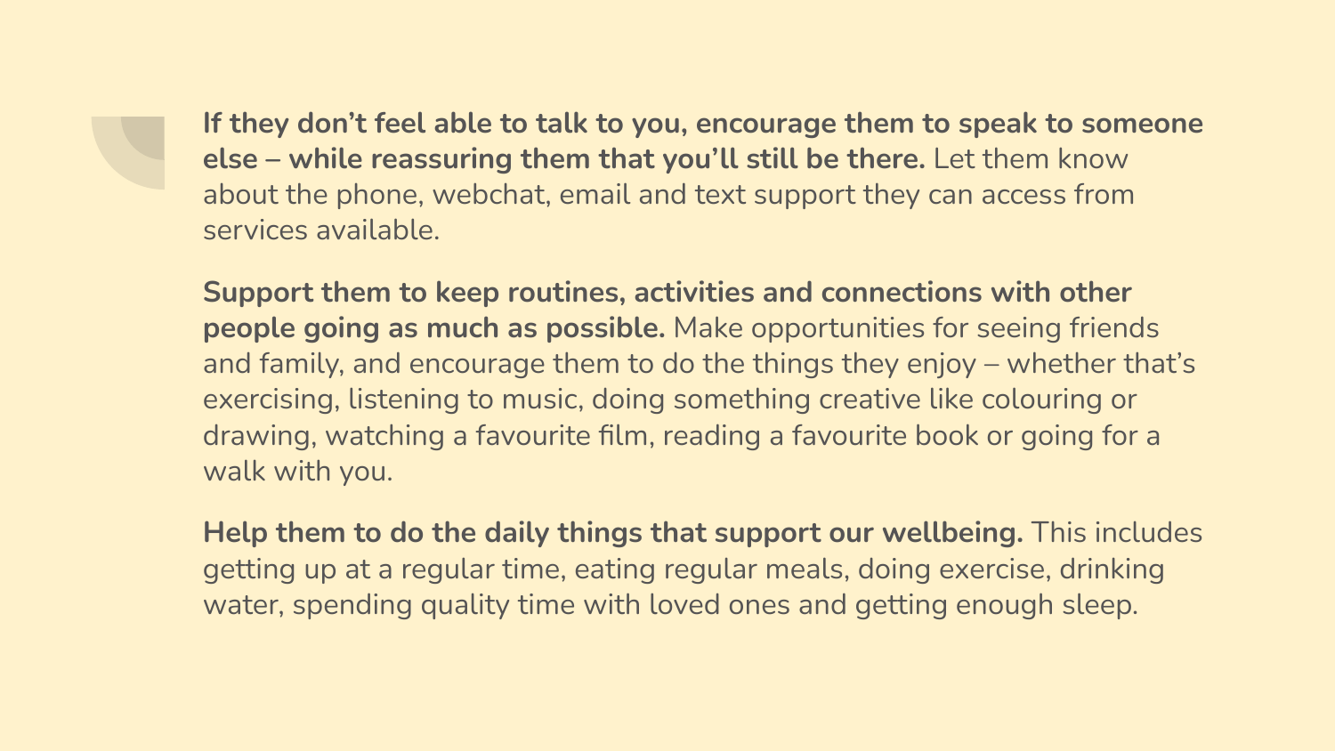**If they don't feel able to talk to you, encourage them to speak to someone else – while reassuring them that you'll still be there.** Let them know about the phone, webchat, email and text support they can access from services available.

**Support them to keep routines, activities and connections with other people going as much as possible.** Make opportunities for seeing friends and family, and encourage them to do the things they enjoy – whether that's exercising, listening to music, doing something creative like colouring or drawing, watching a favourite film, reading a favourite book or going for a walk with you.

**Help them to do the daily things that support our wellbeing.** This includes getting up at a regular time, eating regular meals, doing exercise, drinking water, spending quality time with loved ones and getting enough sleep.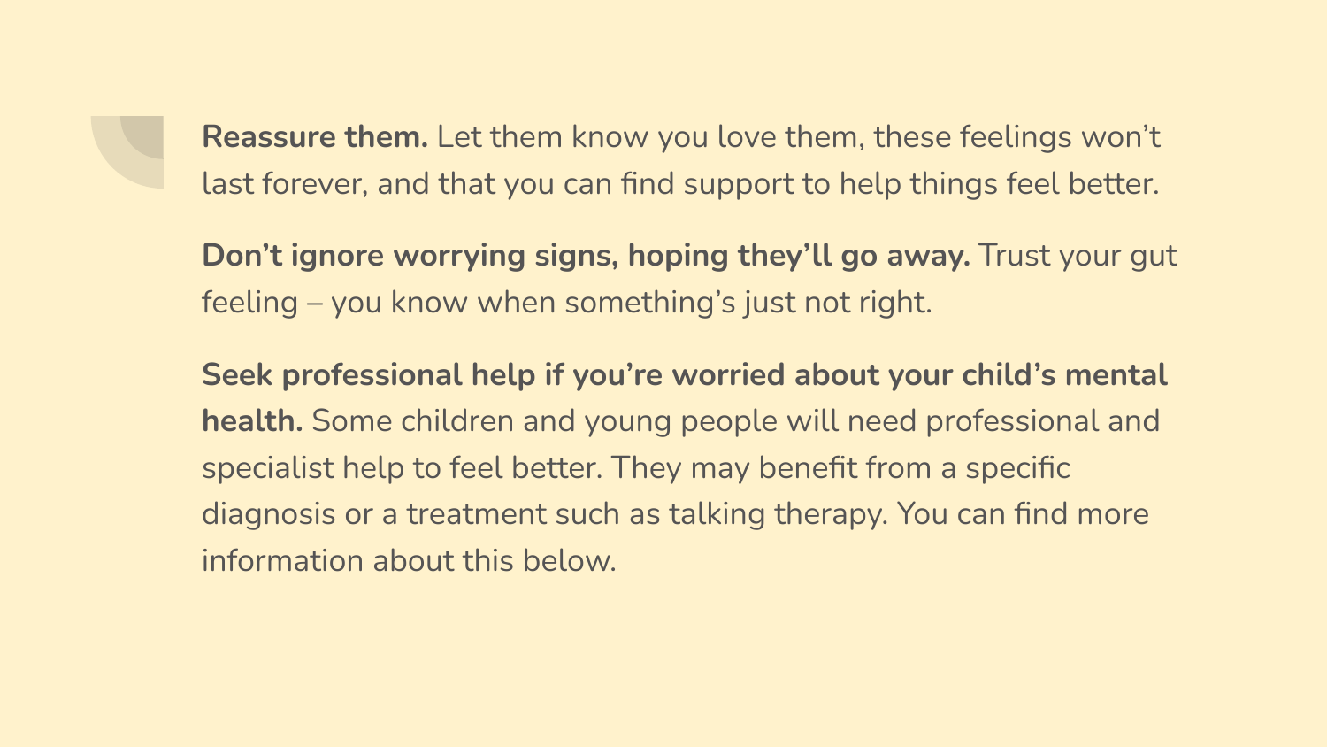**Reassure them.** Let them know you love them, these feelings won't last forever, and that you can find support to help things feel better.

**Don't ignore worrying signs, hoping they'll go away.** Trust your gut feeling – you know when something's just not right.

**Seek professional help if you're worried about your child's mental health.** Some children and young people will need professional and specialist help to feel better. They may benefit from a specific diagnosis or a treatment such as talking therapy. You can find more information about this below.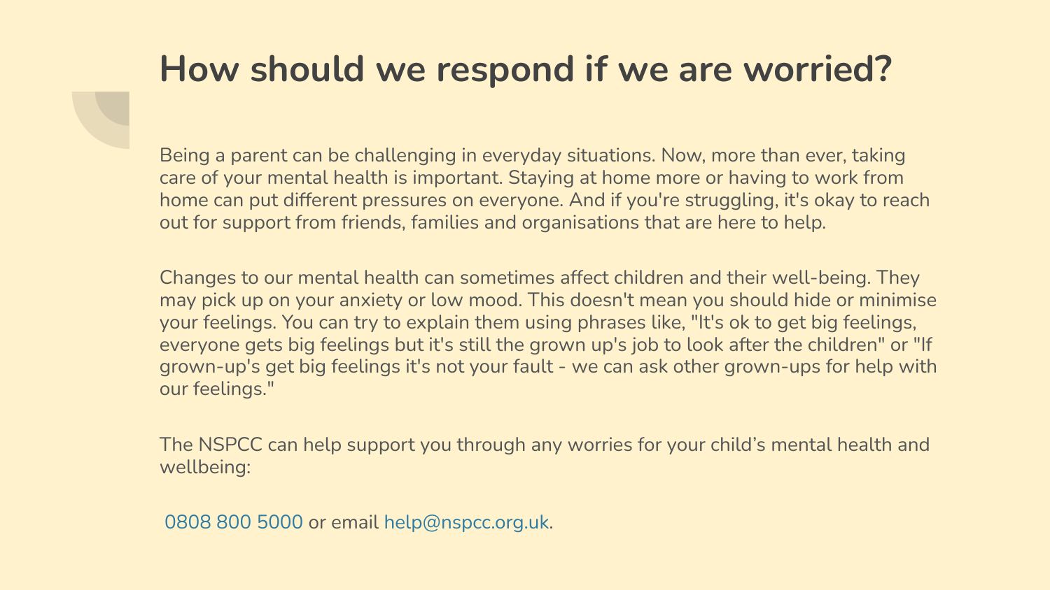# How should we respond if we are worried?

Being a parent can be challenging in everyday situations. Now, more than ever, taking care of your mental health is important. Staying at home more or having to work from home can put different pressures on everyone. And if you're struggling, it's okay to reach out for support from friends, families and organisations that are here to help.

Changes to our mental health can sometimes affect children and their well-being. They may pick up on your anxiety or low mood. This doesn't mean you should hide or minimise your feelings. You can try to explain them using phrases like, "It's ok to get big feelings, everyone gets big feelings but it's still the grown up's job to look after the children" or "If grown-up's get big feelings it's not your fault - we can ask other grown-ups for help with our feelings."

The NSPCC can help support you through any worries for your child's mental health and wellbeing:

0808 800 5000 or email help@nspcc.org.uk.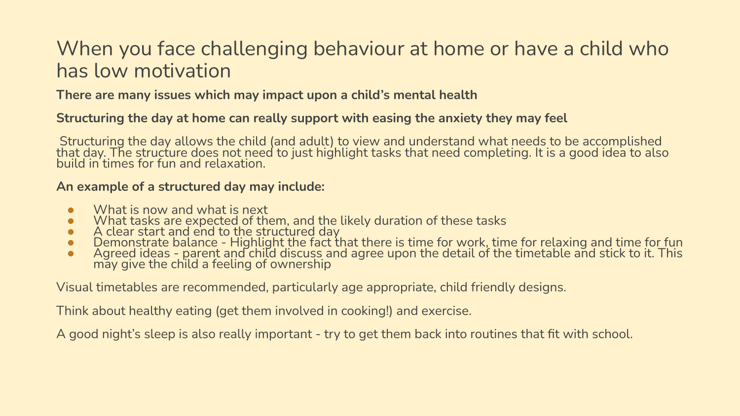# When you face challenging behaviour at home or have a child who has low motivation

**There are many issues which may impact upon a child's mental health**

**Structuring the day at home can really support with easing the anxiety they may feel**

Structuring the day allows the child (and adult) to view and understand what needs to be accomplished that day. The structure does not need to just highlight tasks that need completing. It is a good idea to also build in times for fun and relaxation.

**An example of a structured day may include:**

- What is now and what is next
- What tasks are expected of them, and the likely duration of these tasks
- A clear start and end to the structured day
- Demonstrate balance - Highlight the fact that there is time for work, time for relaxing and time for fun
- Agreed ideas - parent and child discuss and agree upon the detail of the timetable and stick to it. This may give the child a feeling of ownership

Visual timetables are recommended, particularly age appropriate, child friendly designs.

Think about healthy eating (get them involved in cooking!) and exercise.

A good night's sleep is also really important - try to get them back into routines that fit with school.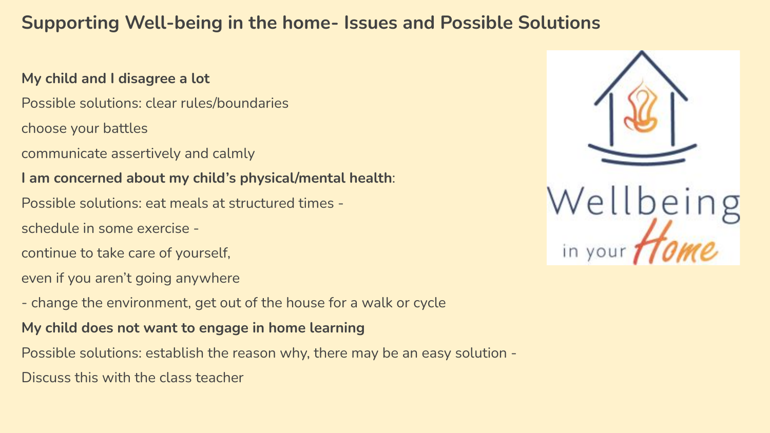# Supporting Well-being in the home- Issues and Possible Solutions

**My child and I disagree a lot**

Possible solutions: clear rules/boundaries

choose your battles

communicate assertively and calmly

**I am concerned about my child's physical/mental health**:

Possible solutions: eat meals at structured times -

schedule in some exercise -

continue to take care of yourself,

even if you aren't going anywhere

- change the environment, get out of the house for a walk or cycle

**My child does not want to engage in home learning**

Possible solutions: establish the reason why, there may be an easy solution -

Discuss this with the class teacher

Wellbeing in your Home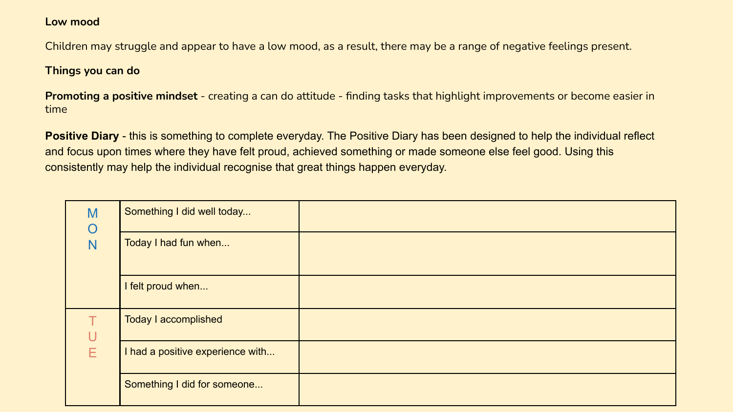**Low mood**

Children may struggle and appear to have a low mood, as a result, there may be a range of negative feelings present.

**Things you can do**

**Promoting a positive mindset** - creating a can do attitude - finding tasks that highlight improvements or become easier in time

**Positive Diary** - this is something to complete everyday. The Positive Diary has been designed to help the individual reflect and focus upon times where they have felt proud, achieved something or made someone else feel good. Using this consistently may help the individual recognise that great things happen everyday.

| | | |
|---|---|---|
| MON | Something I did well today... | |
| | Today I had fun when... | |
| | I felt proud when... | |
| TUE | Today I accomplished | |
| | I had a positive experience with... | |
| | Something I did for someone... | |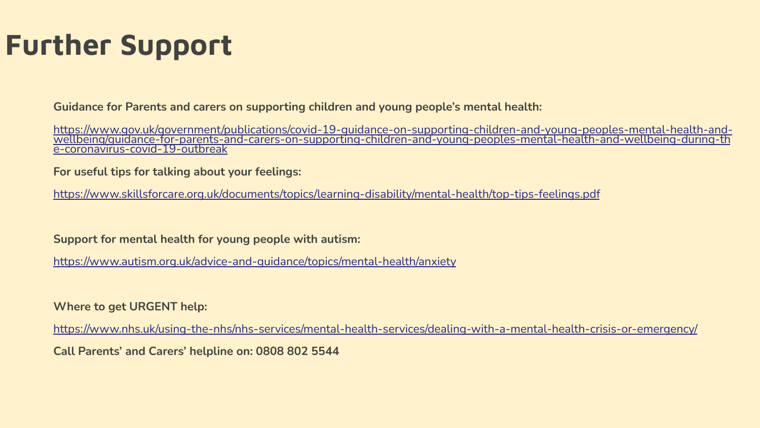# Further Support

**Guidance for Parents and carers on supporting children and young people's mental health:**

https://www.gov.uk/government/publications/covid-19-guidance-on-supporting-children-and-young-peoples-mental-health-and-wellbeing/guidance-for-parents-and-carers-on-supporting-children-and-young-peoples-mental-health-and-wellbeing-during-the-coronavirus-covid-19-outbreak

**For useful tips for talking about your feelings:**

https://www.skillsforcare.org.uk/documents/topics/learning-disability/mental-health/top-tips-feelings.pdf

**Support for mental health for young people with autism:**

https://www.autism.org.uk/advice-and-guidance/topics/mental-health/anxiety

**Where to get URGENT help:**

https://www.nhs.uk/using-the-nhs/nhs-services/mental-health-services/dealing-with-a-mental-health-crisis-or-emergency/

**Call Parents' and Carers' helpline on: 0808 802 5544**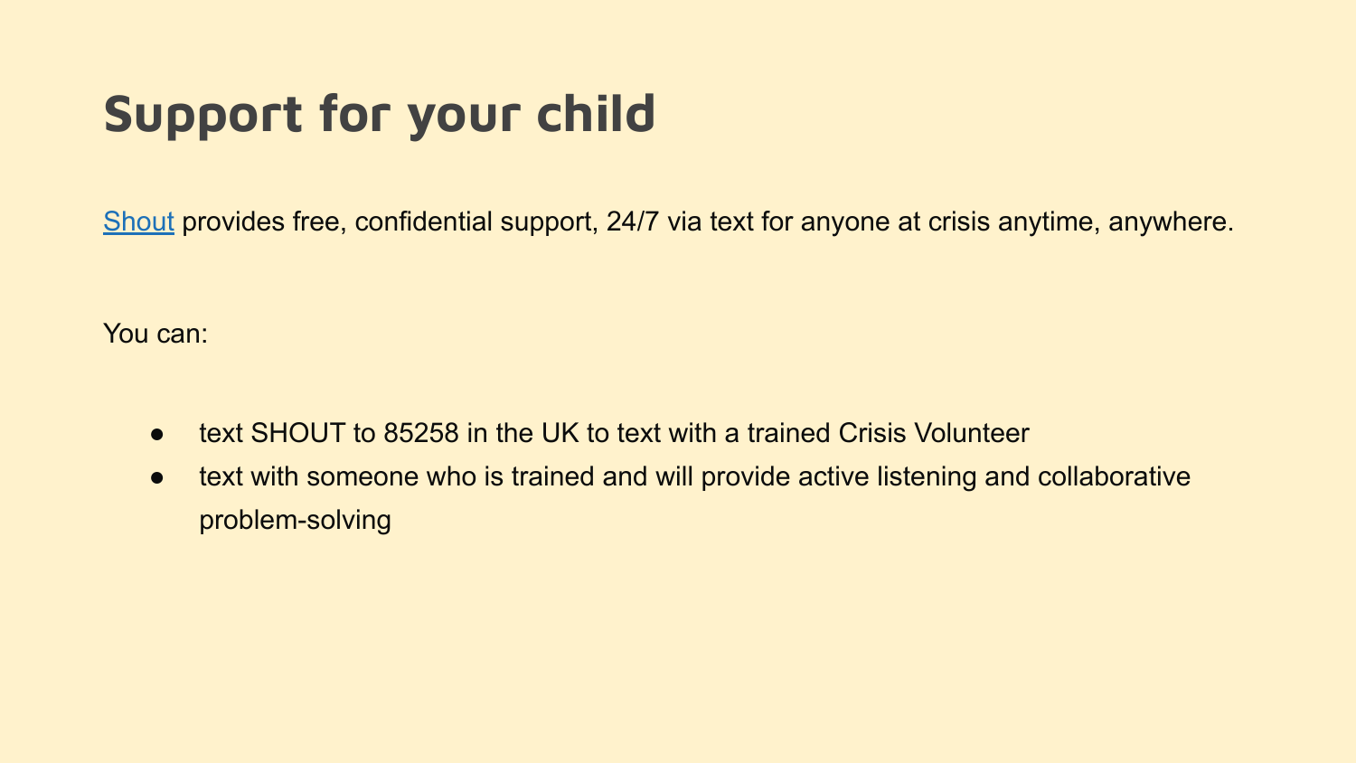# Support for your child

Shout provides free, confidential support, 24/7 via text for anyone at crisis anytime, anywhere.

You can:

- text SHOUT to 85258 in the UK to text with a trained Crisis Volunteer
- text with someone who is trained and will provide active listening and collaborative problem-solving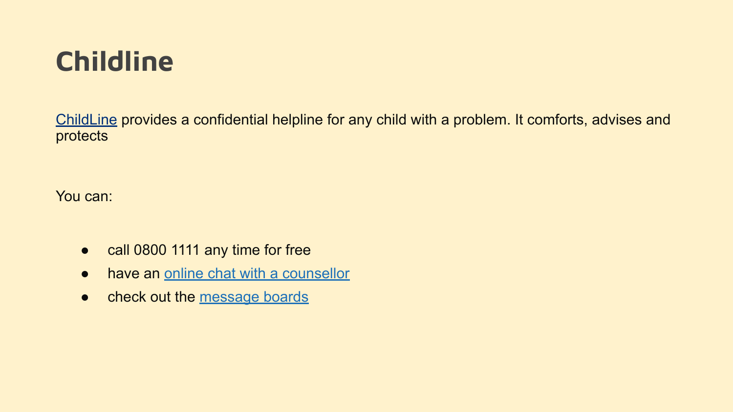# Childline

ChildLine provides a confidential helpline for any child with a problem. It comforts, advises and protects

You can:

- call 0800 1111 any time for free
- have an online chat with a counsellor
- check out the message boards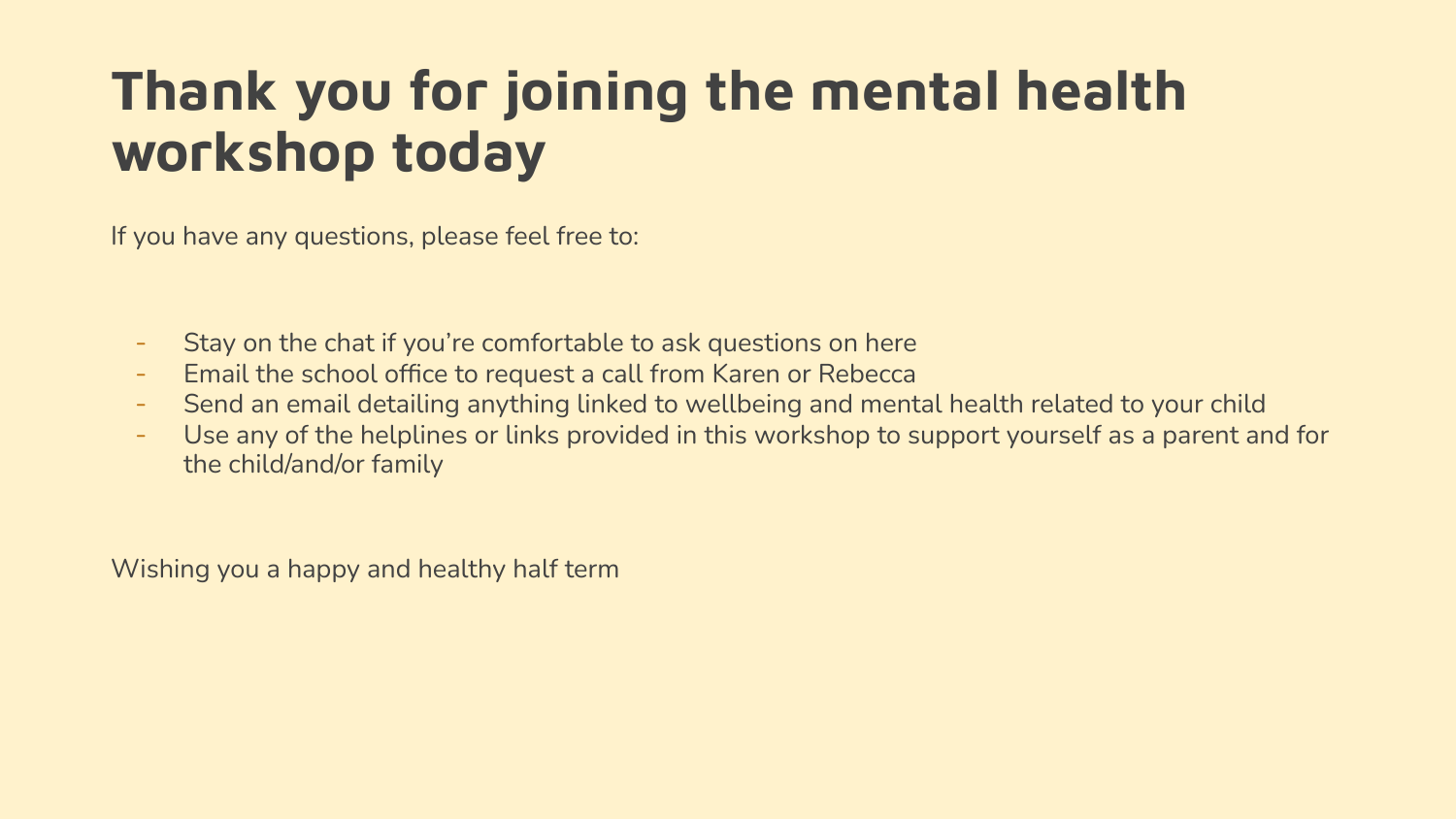# Thank you for joining the mental health workshop today

If you have any questions, please feel free to:

- Stay on the chat if you’re comfortable to ask questions on here
- Email the school office to request a call from Karen or Rebecca
- Send an email detailing anything linked to wellbeing and mental health related to your child
- Use any of the helplines or links provided in this workshop to support yourself as a parent and for the child/and/or family

Wishing you a happy and healthy half term